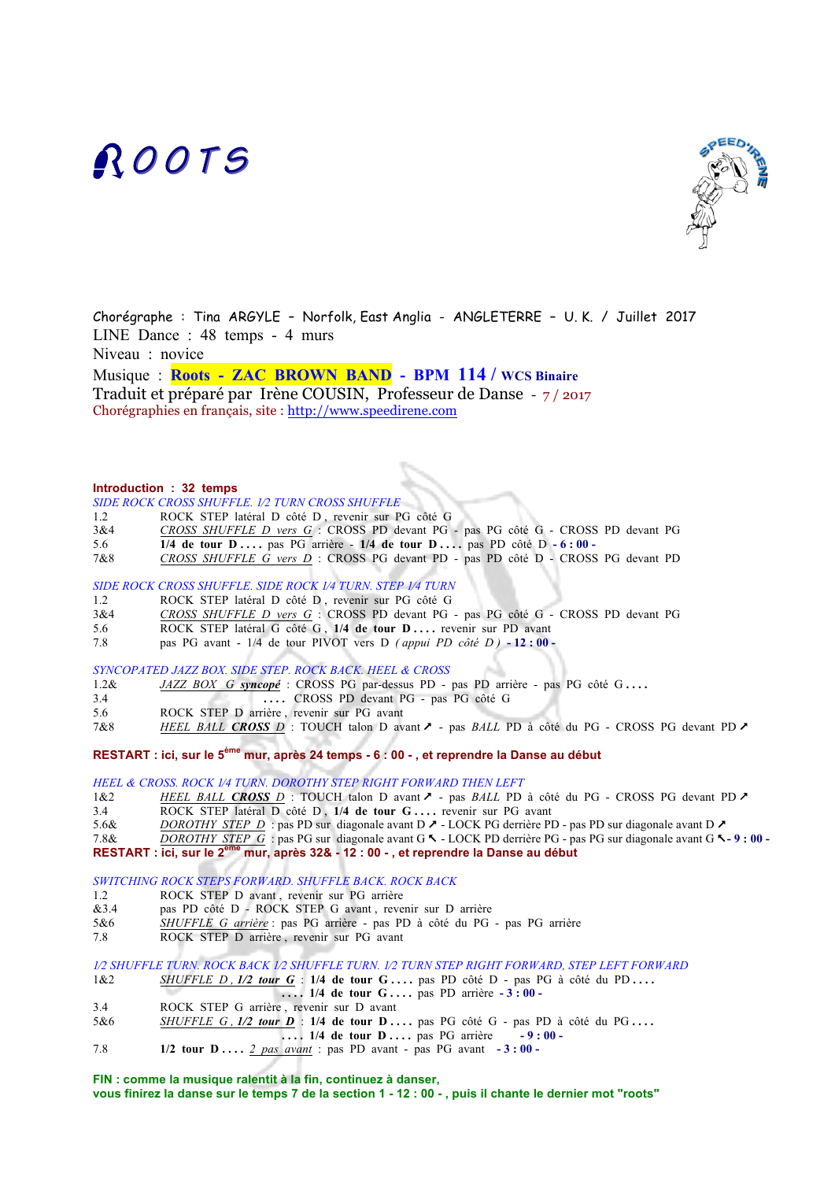# ROOTS

Chorégraphe : Tina ARGYLE – Norfolk, East Anglia - ANGLETERRE – U. K. / Juillet 2017
LINE Dance : 48 temps - 4 murs
Niveau : novice
Musique : **Roots - ZAC BROWN BAND - BPM 114 / WCS Binaire**
Traduit et préparé par Irène COUSIN, Professeur de Danse - 7 / 2017
Chorégraphies en français, site : http://www.speedirene.com

**Introduction : 32 temps**

*SIDE ROCK CROSS SHUFFLE. 1/2 TURN CROSS SHUFFLE*

| | |
|---|---|
| 1.2 | ROCK STEP latéral D côté D , revenir sur PG côté G |
| 3&4 | CROSS SHUFFLE D vers G : CROSS PD devant PG - pas PG côté G - CROSS PD devant PG |
| 5.6 | **1/4 de tour D ....** pas PG arrière - **1/4 de tour D ....** pas PD côté D **- 6 : 00 -** |
| 7&8 | CROSS SHUFFLE G vers D : CROSS PG devant PD - pas PD côté D - CROSS PG devant PD |

*SIDE ROCK CROSS SHUFFLE. SIDE ROCK 1/4 TURN. STEP 1/4 TURN*

| | |
|---|---|
| 1.2 | ROCK STEP latéral D côté D , revenir sur PG côté G |
| 3&4 | CROSS SHUFFLE D vers G : CROSS PD devant PG - pas PG côté G - CROSS PD devant PG |
| 5.6 | ROCK STEP latéral G côté G , **1/4 de tour D ....** revenir sur PD avant |
| 7.8 | pas PG avant - 1/4 de tour PIVOT vers D *( appui PD côté D )* **- 12 : 00 -** |

*SYNCOPATED JAZZ BOX. SIDE STEP. ROCK BACK. HEEL & CROSS*

| | |
|---|---|
| 1.2& | JAZZ BOX G ***syncopé*** : CROSS PG par-dessus PD - pas PD arrière - pas PG côté G .... |
| 3.4 | .... CROSS PD devant PG - pas PG côté G |
| 5.6 | ROCK STEP D arrière , revenir sur PG avant |
| 7&8 | HEEL BALL ***CROSS*** D : TOUCH talon D avant ↗ - pas *BALL* PD à côté du PG - CROSS PG devant PD ↗ |

**RESTART : ici, sur le 5ème mur, après 24 temps - 6 : 00 - , et reprendre la Danse au début**

*HEEL & CROSS. ROCK 1/4 TURN. DOROTHY STEP RIGHT FORWARD THEN LEFT*

| | |
|---|---|
| 1&2 | HEEL BALL ***CROSS*** D : TOUCH talon D avant ↗ - pas *BALL* PD à côté du PG - CROSS PG devant PD ↗ |
| 3.4 | ROCK STEP latéral D côté D , **1/4 de tour G ....** revenir sur PG avant |
| 5.6& | DOROTHY STEP D : pas PD sur diagonale avant D ↗ - LOCK PG derrière PD - pas PD sur diagonale avant D ↗ |
| 7.8& | DOROTHY STEP G : pas PG sur diagonale avant G ↖ - LOCK PD derrière PG - pas PG sur diagonale avant G ↖ **- 9 : 00 -** |

**RESTART : ici, sur le 2ème mur, après 32& - 12 : 00 - , et reprendre la Danse au début**

*SWITCHING ROCK STEPS FORWARD. SHUFFLE BACK. ROCK BACK*

| | |
|---|---|
| 1.2 | ROCK STEP D avant , revenir sur PG arrière |
| &3.4 | pas PD côté D - ROCK STEP G avant , revenir sur D arrière |
| 5&6 | SHUFFLE G arrière : pas PG arrière - pas PD à côté du PG - pas PG arrière |
| 7.8 | ROCK STEP D arrière , revenir sur PG avant |

*1/2 SHUFFLE TURN. ROCK BACK 1/2 SHUFFLE TURN. 1/2 TURN STEP RIGHT FORWARD, STEP LEFT FORWARD*

| | |
|---|---|
| 1&2 | SHUFFLE D , ***1/2 tour G*** : **1/4 de tour G ....** pas PD côté D - pas PG à côté du PD .... .... **1/4 de tour G ....** pas PD arrière **- 3 : 00 -** |
| 3.4 | ROCK STEP G arrière , revenir sur D avant |
| 5&6 | SHUFFLE G , ***1/2 tour D*** : **1/4 de tour D ....** pas PG côté G - pas PD à côté du PG .... .... **1/4 de tour D ....** pas PG arrière **- 9 : 00 -** |
| 7.8 | **1/2 tour D ....** 2 pas avant : pas PD avant - pas PG avant **- 3 : 00 -** |

**FIN : comme la musique ralentit à la fin, continuez à danser,**
**vous finirez la danse sur le temps 7 de la section 1 - 12 : 00 - , puis il chante le dernier mot "roots"**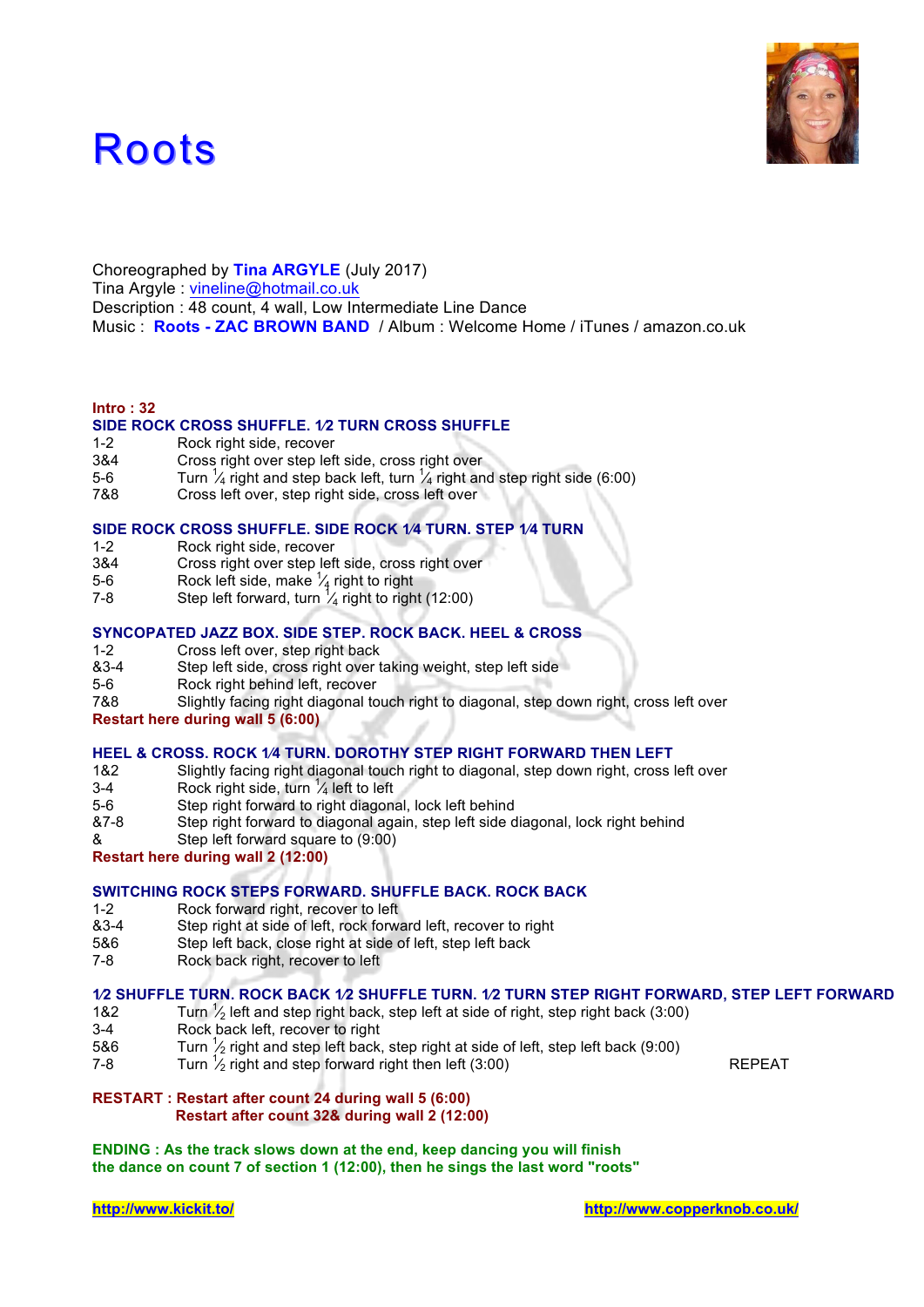# Roots

Choreographed by **Tina ARGYLE** (July 2017)
Tina Argyle : vineline@hotmail.co.uk
Description : 48 count, 4 wall, Low Intermediate Line Dance
Music : **Roots - ZAC BROWN BAND** / Album : Welcome Home / iTunes / amazon.co.uk

**Intro : 32**

**SIDE ROCK CROSS SHUFFLE. 1⁄2 TURN CROSS SHUFFLE**

| | |
|---|---|
| 1-2 | Rock right side, recover |
| 3&4 | Cross right over step left side, cross right over |
| 5-6 | Turn ¼ right and step back left, turn ¼ right and step right side (6:00) |
| 7&8 | Cross left over, step right side, cross left over |

**SIDE ROCK CROSS SHUFFLE. SIDE ROCK 1⁄4 TURN. STEP 1⁄4 TURN**

| | |
|---|---|
| 1-2 | Rock right side, recover |
| 3&4 | Cross right over step left side, cross right over |
| 5-6 | Rock left side, make ¼ right to right |
| 7-8 | Step left forward, turn ¼ right to right (12:00) |

**SYNCOPATED JAZZ BOX. SIDE STEP. ROCK BACK. HEEL & CROSS**

| | |
|---|---|
| 1-2 | Cross left over, step right back |
| &3-4 | Step left side, cross right over taking weight, step left side |
| 5-6 | Rock right behind left, recover |
| 7&8 | Slightly facing right diagonal touch right to diagonal, step down right, cross left over |

**Restart here during wall 5 (6:00)**

**HEEL & CROSS. ROCK 1⁄4 TURN. DOROTHY STEP RIGHT FORWARD THEN LEFT**

| | |
|---|---|
| 1&2 | Slightly facing right diagonal touch right to diagonal, step down right, cross left over |
| 3-4 | Rock right side, turn ¼ left to left |
| 5-6 | Step right forward to right diagonal, lock left behind |
| &7-8 | Step right forward to diagonal again, step left side diagonal, lock right behind |
| & | Step left forward square to (9:00) |

**Restart here during wall 2 (12:00)**

**SWITCHING ROCK STEPS FORWARD. SHUFFLE BACK. ROCK BACK**

| | |
|---|---|
| 1-2 | Rock forward right, recover to left |
| &3-4 | Step right at side of left, rock forward left, recover to right |
| 5&6 | Step left back, close right at side of left, step left back |
| 7-8 | Rock back right, recover to left |

**1⁄2 SHUFFLE TURN. ROCK BACK 1⁄2 SHUFFLE TURN. 1⁄2 TURN STEP RIGHT FORWARD, STEP LEFT FORWARD**

| | |
|---|---|
| 1&2 | Turn ½ left and step right back, step left at side of right, step right back (3:00) |
| 3-4 | Rock back left, recover to right |
| 5&6 | Turn ½ right and step left back, step right at side of left, step left back (9:00) |
| 7-8 | Turn ½ right and step forward right then left (3:00) |

REPEAT

**RESTART : Restart after count 24 during wall 5 (6:00)**
**Restart after count 32& during wall 2 (12:00)**

**ENDING : As the track slows down at the end, keep dancing you will finish the dance on count 7 of section 1 (12:00), then he sings the last word "roots"**

http://www.kickit.to/ http://www.copperknob.co.uk/